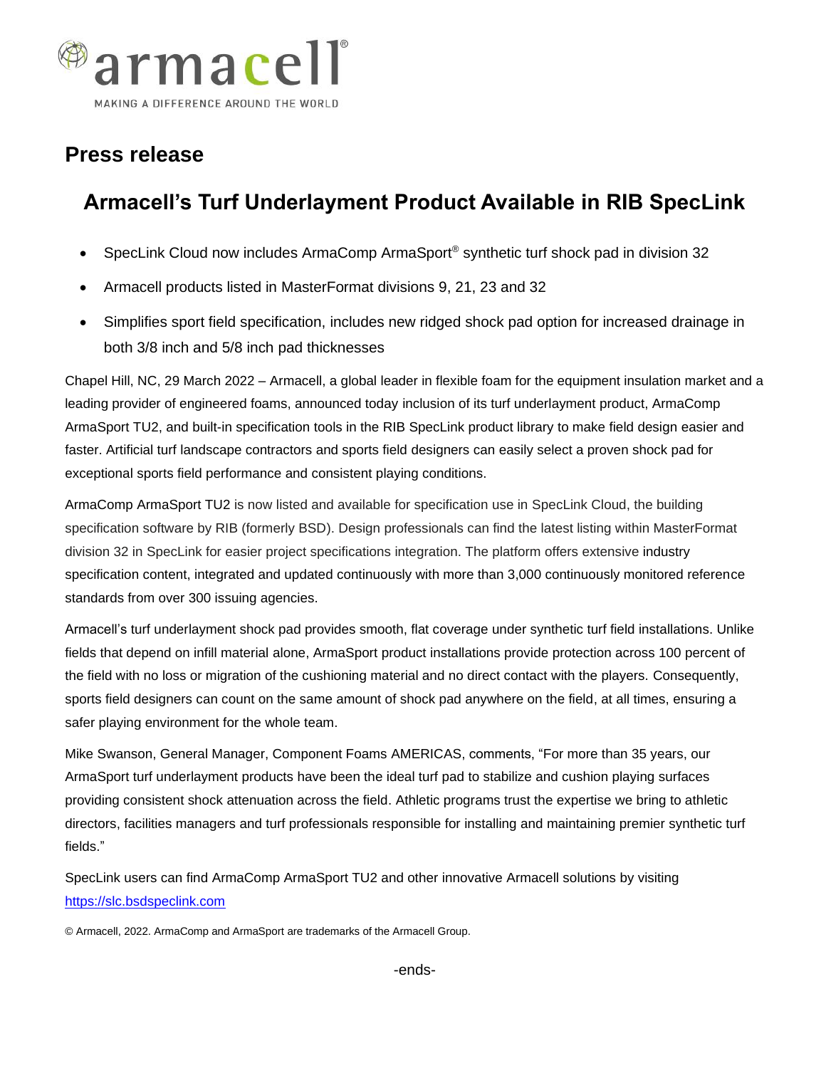armacell®

MAKING A DIFFERENCE AROUND THE WORLD

## Press release

# Armacell's Turf Underlayment Product Available in RIB SpecLink

- SpecLink Cloud now includes ArmaComp ArmaSport® synthetic turf shock pad in division 32
- Armacell products listed in MasterFormat divisions 9, 21, 23 and 32
- Simplifies sport field specification, includes new ridged shock pad option for increased drainage in both 3/8 inch and 5/8 inch pad thicknesses

Chapel Hill, NC, 29 March 2022 – Armacell, a global leader in flexible foam for the equipment insulation market and a leading provider of engineered foams, announced today inclusion of its turf underlayment product, ArmaComp ArmaSport TU2, and built-in specification tools in the RIB SpecLink product library to make field design easier and faster. Artificial turf landscape contractors and sports field designers can easily select a proven shock pad for exceptional sports field performance and consistent playing conditions.

ArmaComp ArmaSport TU2 is now listed and available for specification use in SpecLink Cloud, the building specification software by RIB (formerly BSD). Design professionals can find the latest listing within MasterFormat division 32 in SpecLink for easier project specifications integration. The platform offers extensive industry specification content, integrated and updated continuously with more than 3,000 continuously monitored reference standards from over 300 issuing agencies.

Armacell's turf underlayment shock pad provides smooth, flat coverage under synthetic turf field installations. Unlike fields that depend on infill material alone, ArmaSport product installations provide protection across 100 percent of the field with no loss or migration of the cushioning material and no direct contact with the players. Consequently, sports field designers can count on the same amount of shock pad anywhere on the field, at all times, ensuring a safer playing environment for the whole team.

Mike Swanson, General Manager, Component Foams AMERICAS, comments, "For more than 35 years, our ArmaSport turf underlayment products have been the ideal turf pad to stabilize and cushion playing surfaces providing consistent shock attenuation across the field. Athletic programs trust the expertise we bring to athletic directors, facilities managers and turf professionals responsible for installing and maintaining premier synthetic turf fields."

SpecLink users can find ArmaComp ArmaSport TU2 and other innovative Armacell solutions by visiting [https://slc.bsdspeclink.com](https://slc.bsdspeclink.com)

© Armacell, 2022. ArmaComp and ArmaSport are trademarks of the Armacell Group.

-ends-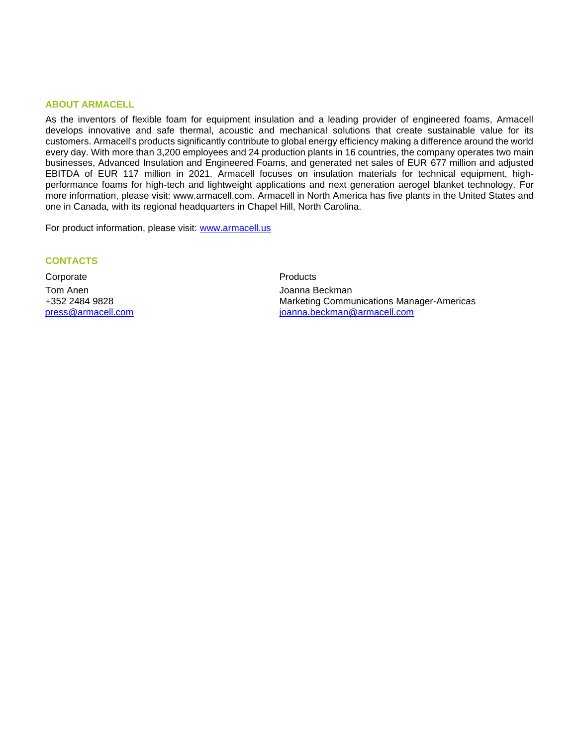## ABOUT ARMACELL

As the inventors of flexible foam for equipment insulation and a leading provider of engineered foams, Armacell develops innovative and safe thermal, acoustic and mechanical solutions that create sustainable value for its customers. Armacell's products significantly contribute to global energy efficiency making a difference around the world every day. With more than 3,200 employees and 24 production plants in 16 countries, the company operates two main businesses, Advanced Insulation and Engineered Foams, and generated net sales of EUR 677 million and adjusted EBITDA of EUR 117 million in 2021. Armacell focuses on insulation materials for technical equipment, high-performance foams for high-tech and lightweight applications and next generation aerogel blanket technology. For more information, please visit: www.armacell.com. Armacell in North America has five plants in the United States and one in Canada, with its regional headquarters in Chapel Hill, North Carolina.

For product information, please visit: www.armacell.us

## CONTACTS

Corporate

Tom Anen
+352 2484 9828
press@armacell.com

Products

Joanna Beckman
Marketing Communications Manager-Americas
joanna.beckman@armacell.com